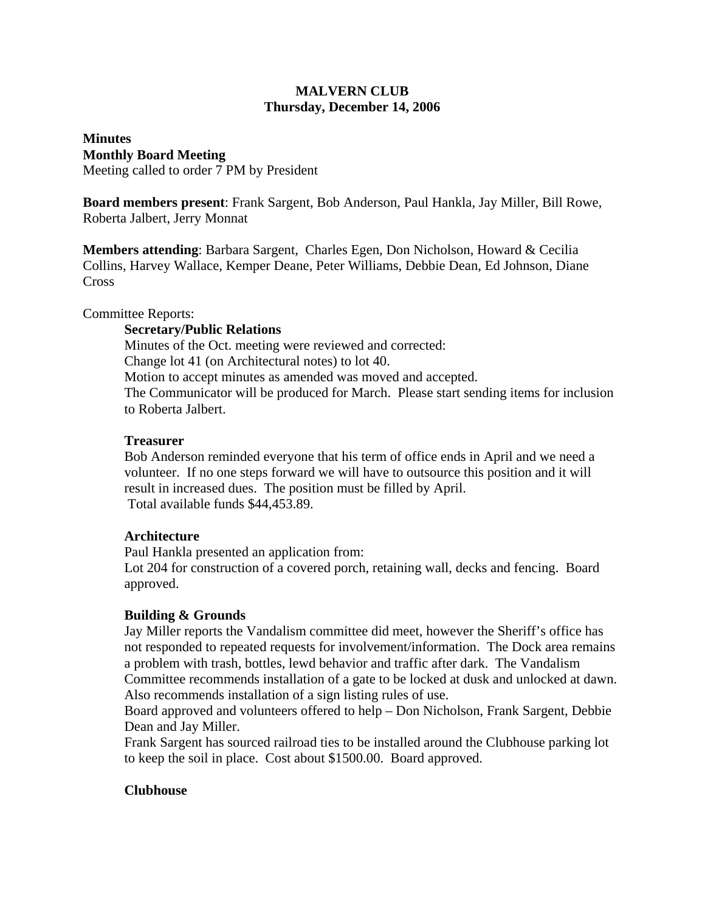# MALVERN CLUB
## Thursday, December 14, 2006

**Minutes**
**Monthly Board Meeting**
Meeting called to order 7 PM by President

**Board members present**: Frank Sargent, Bob Anderson, Paul Hankla, Jay Miller, Bill Rowe, Roberta Jalbert, Jerry Monnat

**Members attending**: Barbara Sargent, Charles Egen, Don Nicholson, Howard & Cecilia Collins, Harvey Wallace, Kemper Deane, Peter Williams, Debbie Dean, Ed Johnson, Diane Cross

Committee Reports:

**Secretary/Public Relations**
Minutes of the Oct. meeting were reviewed and corrected:
Change lot 41 (on Architectural notes) to lot 40.
Motion to accept minutes as amended was moved and accepted.
The Communicator will be produced for March. Please start sending items for inclusion to Roberta Jalbert.

**Treasurer**
Bob Anderson reminded everyone that his term of office ends in April and we need a volunteer. If no one steps forward we will have to outsource this position and it will result in increased dues. The position must be filled by April.
Total available funds $44,453.89.

**Architecture**
Paul Hankla presented an application from:
Lot 204 for construction of a covered porch, retaining wall, decks and fencing. Board approved.

**Building & Grounds**
Jay Miller reports the Vandalism committee did meet, however the Sheriff's office has not responded to repeated requests for involvement/information. The Dock area remains a problem with trash, bottles, lewd behavior and traffic after dark. The Vandalism Committee recommends installation of a gate to be locked at dusk and unlocked at dawn. Also recommends installation of a sign listing rules of use.
Board approved and volunteers offered to help – Don Nicholson, Frank Sargent, Debbie Dean and Jay Miller.
Frank Sargent has sourced railroad ties to be installed around the Clubhouse parking lot to keep the soil in place. Cost about $1500.00. Board approved.

**Clubhouse**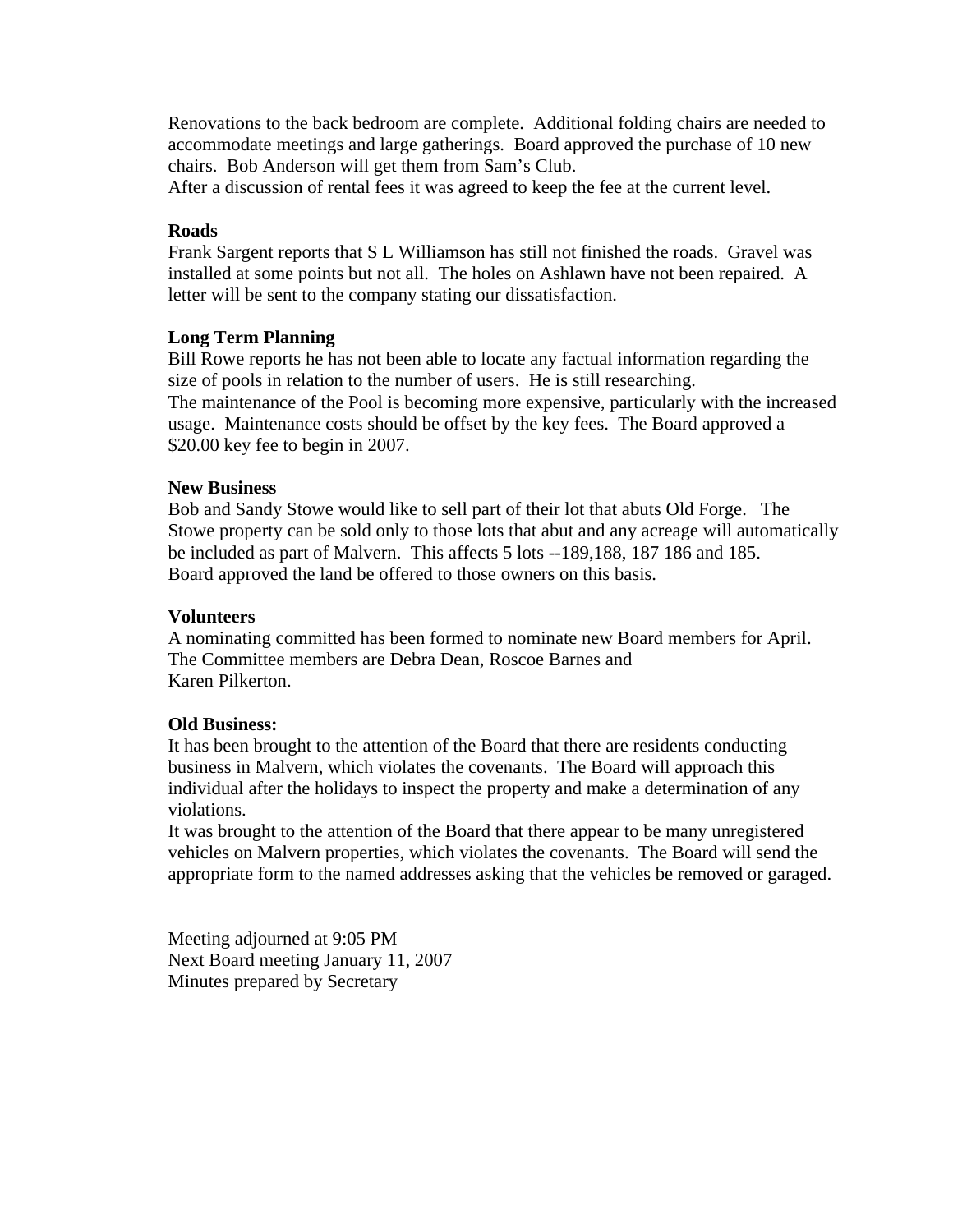Renovations to the back bedroom are complete. Additional folding chairs are needed to accommodate meetings and large gatherings. Board approved the purchase of 10 new chairs. Bob Anderson will get them from Sam's Club.
After a discussion of rental fees it was agreed to keep the fee at the current level.

**Roads**
Frank Sargent reports that S L Williamson has still not finished the roads. Gravel was installed at some points but not all. The holes on Ashlawn have not been repaired. A letter will be sent to the company stating our dissatisfaction.

**Long Term Planning**
Bill Rowe reports he has not been able to locate any factual information regarding the size of pools in relation to the number of users. He is still researching.
The maintenance of the Pool is becoming more expensive, particularly with the increased usage. Maintenance costs should be offset by the key fees. The Board approved a $20.00 key fee to begin in 2007.

**New Business**
Bob and Sandy Stowe would like to sell part of their lot that abuts Old Forge. The Stowe property can be sold only to those lots that abut and any acreage will automatically be included as part of Malvern. This affects 5 lots --189,188, 187 186 and 185.
Board approved the land be offered to those owners on this basis.

**Volunteers**
A nominating committed has been formed to nominate new Board members for April. The Committee members are Debra Dean, Roscoe Barnes and
Karen Pilkerton.

**Old Business:**
It has been brought to the attention of the Board that there are residents conducting business in Malvern, which violates the covenants. The Board will approach this individual after the holidays to inspect the property and make a determination of any violations.
It was brought to the attention of the Board that there appear to be many unregistered vehicles on Malvern properties, which violates the covenants. The Board will send the appropriate form to the named addresses asking that the vehicles be removed or garaged.

Meeting adjourned at 9:05 PM
Next Board meeting January 11, 2007
Minutes prepared by Secretary